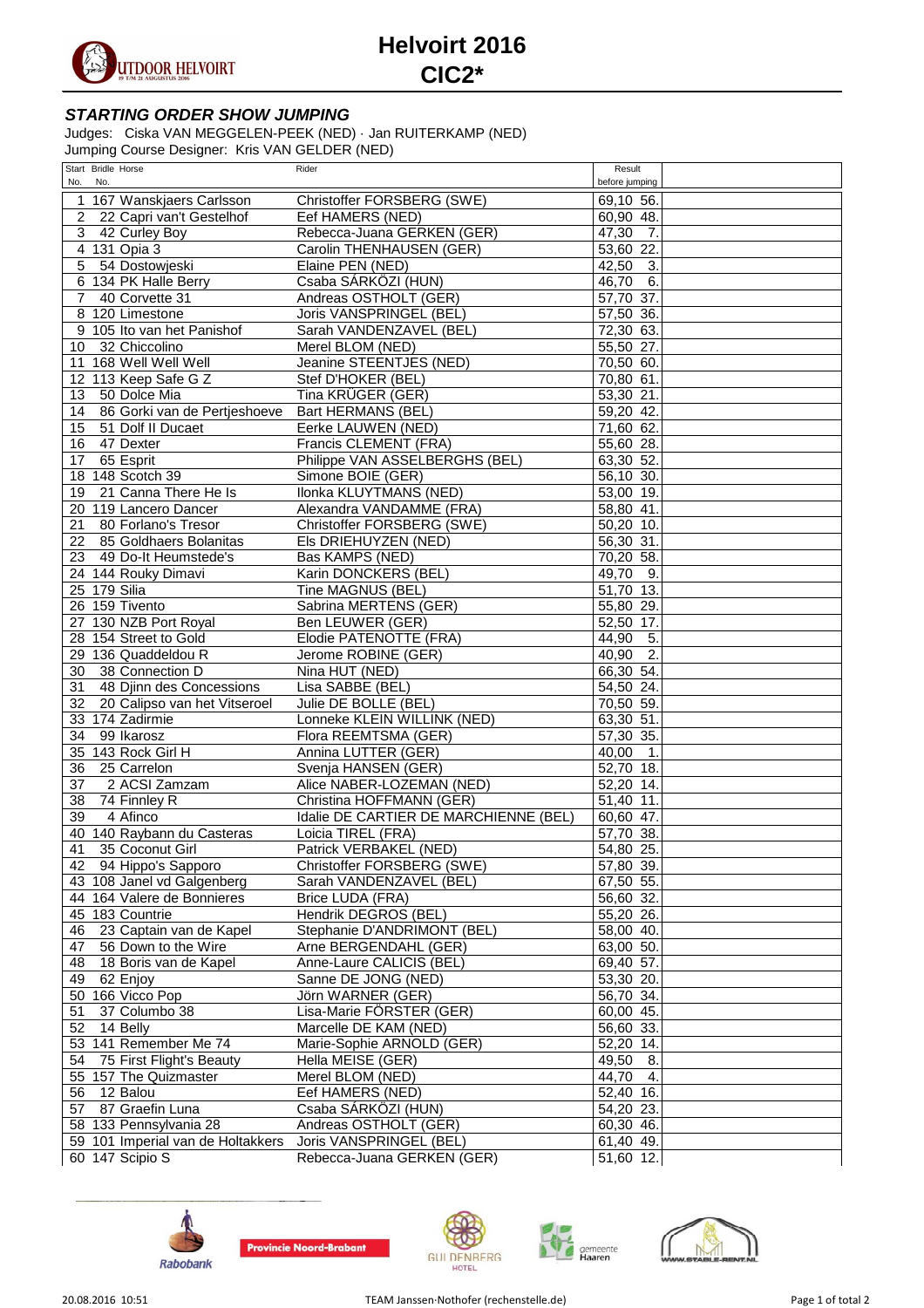# Helvoirt 2016
# CIC2*

### *STARTING ORDER SHOW JUMPING*

Judges: Ciska VAN MEGGELEN-PEEK (NED) · Jan RUITERKAMP (NED)
Jumping Course Designer: Kris VAN GELDER (NED)

| Start No. | Bridle No. | Horse | Rider | Result before jumping | | |
|---|---|---|---|---|---|---|
| 1 | 167 | Wanskjaers Carlsson | Christoffer FORSBERG (SWE) | 69,10 | 56. | |
| 2 | 22 | Capri van't Gestelhof | Eef HAMERS (NED) | 60,90 | 48. | |
| 3 | 42 | Curley Boy | Rebecca-Juana GERKEN (GER) | 47,30 | 7. | |
| 4 | 131 | Opia 3 | Carolin THENHAUSEN (GER) | 53,60 | 22. | |
| 5 | 54 | Dostowjeski | Elaine PEN (NED) | 42,50 | 3. | |
| 6 | 134 | PK Halle Berry | Csaba SÁRKÖZI (HUN) | 46,70 | 6. | |
| 7 | 40 | Corvette 31 | Andreas OSTHOLT (GER) | 57,70 | 37. | |
| 8 | 120 | Limestone | Joris VANSPRINGEL (BEL) | 57,50 | 36. | |
| 9 | 105 | Ito van het Panishof | Sarah VANDENZAVEL (BEL) | 72,30 | 63. | |
| 10 | 32 | Chiccolino | Merel BLOM (NED) | 55,50 | 27. | |
| 11 | 168 | Well Well Well | Jeanine STEENTJES (NED) | 70,50 | 60. | |
| 12 | 113 | Keep Safe G Z | Stef D'HOKER (BEL) | 70,80 | 61. | |
| 13 | 50 | Dolce Mia | Tina KRÜGER (GER) | 53,30 | 21. | |
| 14 | 86 | Gorki van de Pertjeshoeve | Bart HERMANS (BEL) | 59,20 | 42. | |
| 15 | 51 | Dolf II Ducaet | Eerke LAUWEN (NED) | 71,60 | 62. | |
| 16 | 47 | Dexter | Francis CLEMENT (FRA) | 55,60 | 28. | |
| 17 | 65 | Esprit | Philippe VAN ASSELBERGHS (BEL) | 63,30 | 52. | |
| 18 | 148 | Scotch 39 | Simone BOIE (GER) | 56,10 | 30. | |
| 19 | 21 | Canna There He Is | Ilonka KLUYTMANS (NED) | 53,00 | 19. | |
| 20 | 119 | Lancero Dancer | Alexandra VANDAMME (FRA) | 58,80 | 41. | |
| 21 | 80 | Forlano's Tresor | Christoffer FORSBERG (SWE) | 50,20 | 10. | |
| 22 | 85 | Goldhaers Bolanitas | Els DRIEHUYZEN (NED) | 56,30 | 31. | |
| 23 | 49 | Do-It Heumstede's | Bas KAMPS (NED) | 70,20 | 58. | |
| 24 | 144 | Rouky Dimavi | Karin DONCKERS (BEL) | 49,70 | 9. | |
| 25 | 179 | Silia | Tine MAGNUS (BEL) | 51,70 | 13. | |
| 26 | 159 | Tivento | Sabrina MERTENS (GER) | 55,80 | 29. | |
| 27 | 130 | NZB Port Royal | Ben LEUWER (GER) | 52,50 | 17. | |
| 28 | 154 | Street to Gold | Elodie PATENOTTE (FRA) | 44,90 | 5. | |
| 29 | 136 | Quaddeldou R | Jerome ROBINE (GER) | 40,90 | 2. | |
| 30 | 38 | Connection D | Nina HUT (NED) | 66,30 | 54. | |
| 31 | 48 | Djinn des Concessions | Lisa SABBE (BEL) | 54,50 | 24. | |
| 32 | 20 | Calipso van het Vitseroel | Julie DE BOLLE (BEL) | 70,50 | 59. | |
| 33 | 174 | Zadirmie | Lonneke KLEIN WILLINK (NED) | 63,30 | 51. | |
| 34 | 99 | Ikarosz | Flora REEMTSMA (GER) | 57,30 | 35. | |
| 35 | 143 | Rock Girl H | Annina LUTTER (GER) | 40,00 | 1. | |
| 36 | 25 | Carrelon | Svenja HANSEN (GER) | 52,70 | 18. | |
| 37 | 2 | ACSI Zamzam | Alice NABER-LOZEMAN (NED) | 52,20 | 14. | |
| 38 | 74 | Finnley R | Christina HOFFMANN (GER) | 51,40 | 11. | |
| 39 | 4 | Afinco | Idalie DE CARTIER DE MARCHIENNE (BEL) | 60,60 | 47. | |
| 40 | 140 | Raybann du Casteras | Loicia TIREL (FRA) | 57,70 | 38. | |
| 41 | 35 | Coconut Girl | Patrick VERBAKEL (NED) | 54,80 | 25. | |
| 42 | 94 | Hippo's Sapporo | Christoffer FORSBERG (SWE) | 57,80 | 39. | |
| 43 | 108 | Janel vd Galgenberg | Sarah VANDENZAVEL (BEL) | 67,50 | 55. | |
| 44 | 164 | Valere de Bonnieres | Brice LUDA (FRA) | 56,60 | 32. | |
| 45 | 183 | Countrie | Hendrik DEGROS (BEL) | 55,20 | 26. | |
| 46 | 23 | Captain van de Kapel | Stephanie D'ANDRIMONT (BEL) | 58,00 | 40. | |
| 47 | 56 | Down to the Wire | Arne BERGENDAHL (GER) | 63,00 | 50. | |
| 48 | 18 | Boris van de Kapel | Anne-Laure CALICIS (BEL) | 69,40 | 57. | |
| 49 | 62 | Enjoy | Sanne DE JONG (NED) | 53,30 | 20. | |
| 50 | 166 | Vicco Pop | Jörn WARNER (GER) | 56,70 | 34. | |
| 51 | 37 | Columbo 38 | Lisa-Marie FÖRSTER (GER) | 60,00 | 45. | |
| 52 | 14 | Belly | Marcelle DE KAM (NED) | 56,60 | 33. | |
| 53 | 141 | Remember Me 74 | Marie-Sophie ARNOLD (GER) | 52,20 | 14. | |
| 54 | 75 | First Flight's Beauty | Hella MEISE (GER) | 49,50 | 8. | |
| 55 | 157 | The Quizmaster | Merel BLOM (NED) | 44,70 | 4. | |
| 56 | 12 | Balou | Eef HAMERS (NED) | 52,40 | 16. | |
| 57 | 87 | Graefin Luna | Csaba SÁRKÖZI (HUN) | 54,20 | 23. | |
| 58 | 133 | Pennsylvania 28 | Andreas OSTHOLT (GER) | 60,30 | 46. | |
| 59 | 101 | Imperial van de Holtakkers | Joris VANSPRINGEL (BEL) | 61,40 | 49. | |
| 60 | 147 | Scipio S | Rebecca-Juana GERKEN (GER) | 51,60 | 12. | |

20.08.2016 10:51 TEAM Janssen·Nothofer (rechenstelle.de)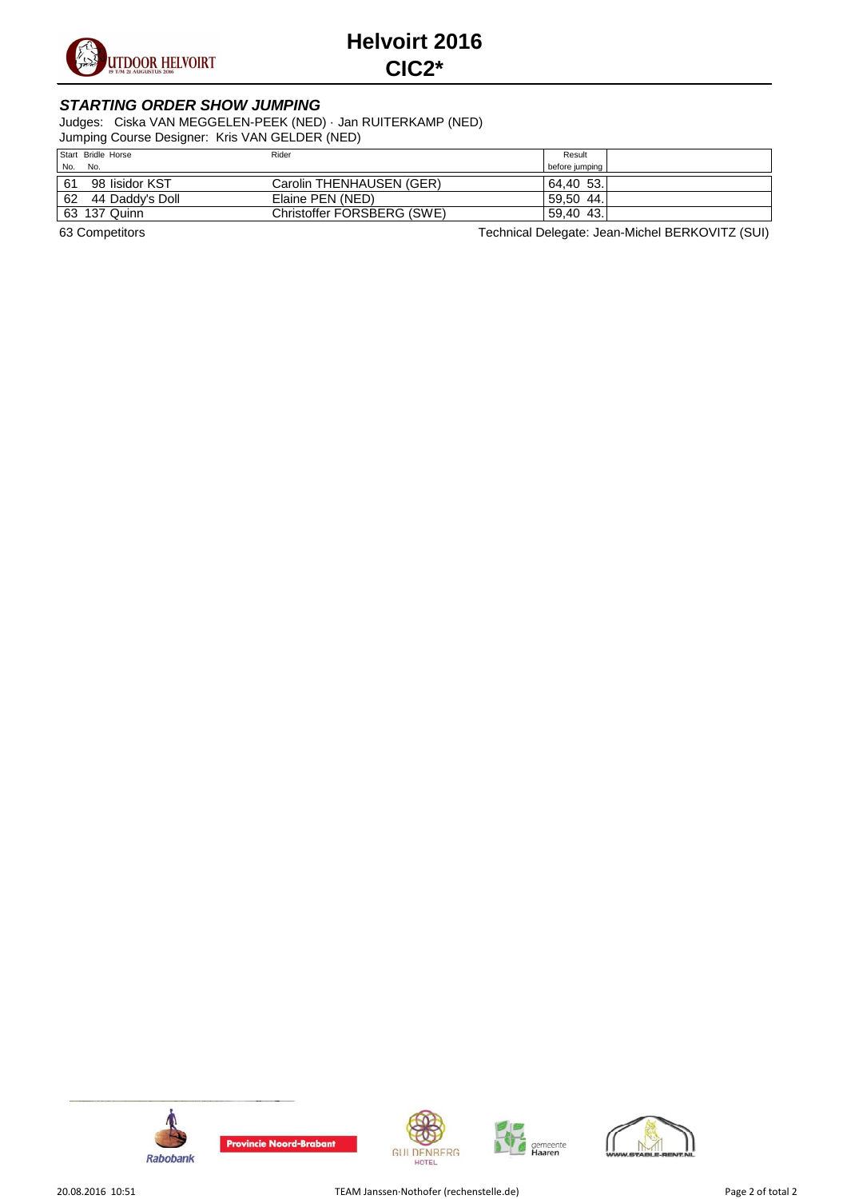# Helvoirt 2016

## CIC2*

### *STARTING ORDER SHOW JUMPING*

Judges: Ciska VAN MEGGELEN-PEEK (NED) · Jan RUITERKAMP (NED)

Jumping Course Designer: Kris VAN GELDER (NED)

| Start No. | Bridle No. | Horse | Rider | Result before jumping | | |
|---|---|---|---|---|---|---|
| 61 | 98 | Iisidor KST | Carolin THENHAUSEN (GER) | 64,40 | 53. | |
| 62 | 44 | Daddy's Doll | Elaine PEN (NED) | 59,50 | 44. | |
| 63 | 137 | Quinn | Christoffer FORSBERG (SWE) | 59,40 | 43. | |

63 Competitors

Technical Delegate: Jean-Michel BERKOVITZ (SUI)

Rabobank · Provincie Noord-Brabant · GULDENBERG HOTEL · gemeente Haaren · WWW.STABLE-RENT.NL

20.08.2016 10:51 TEAM Janssen·Nothofer (rechenstelle.de)